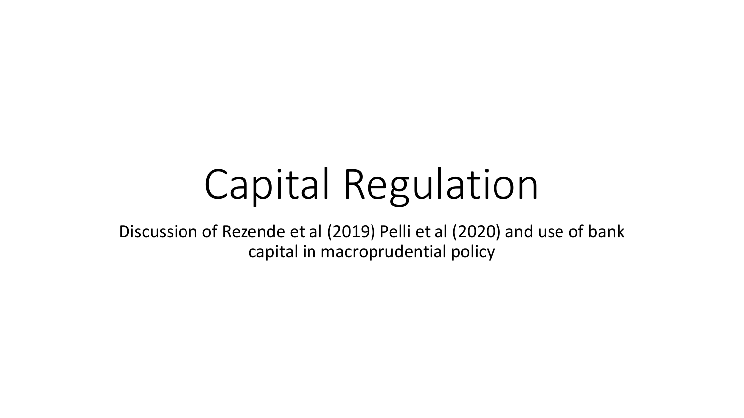# Capital Regulation

Discussion of Rezende et al (2019) Pelli et al (2020) and use of bank capital in macroprudential policy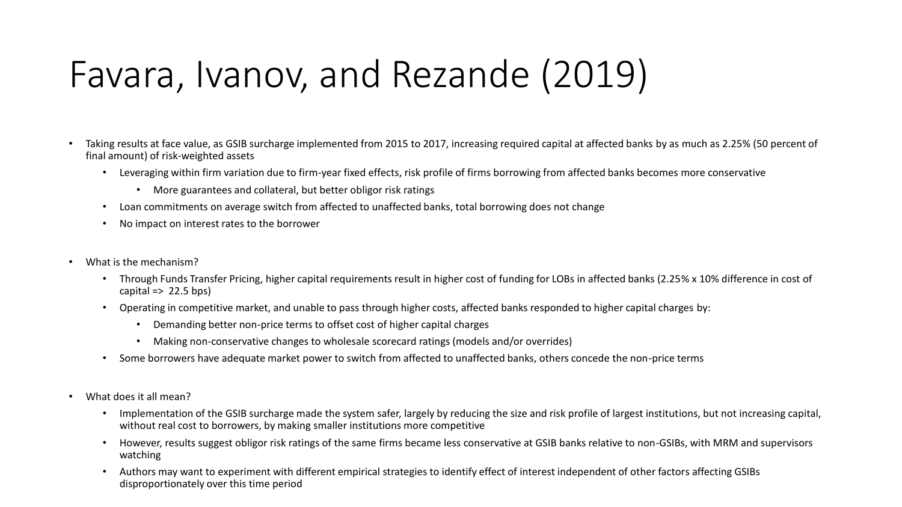# Favara, Ivanov, and Rezande (2019)

- Taking results at face value, as GSIB surcharge implemented from 2015 to 2017, increasing required capital at affected banks by as much as 2.25% (50 percent of final amount) of risk-weighted assets
  - Leveraging within firm variation due to firm-year fixed effects, risk profile of firms borrowing from affected banks becomes more conservative
    - More guarantees and collateral, but better obligor risk ratings
  - Loan commitments on average switch from affected to unaffected banks, total borrowing does not change
  - No impact on interest rates to the borrower

- What is the mechanism?
  - Through Funds Transfer Pricing, higher capital requirements result in higher cost of funding for LOBs in affected banks (2.25% x 10% difference in cost of capital => 22.5 bps)
  - Operating in competitive market, and unable to pass through higher costs, affected banks responded to higher capital charges by:
    - Demanding better non-price terms to offset cost of higher capital charges
    - Making non-conservative changes to wholesale scorecard ratings (models and/or overrides)
  - Some borrowers have adequate market power to switch from affected to unaffected banks, others concede the non-price terms

- What does it all mean?
  - Implementation of the GSIB surcharge made the system safer, largely by reducing the size and risk profile of largest institutions, but not increasing capital, without real cost to borrowers, by making smaller institutions more competitive
  - However, results suggest obligor risk ratings of the same firms became less conservative at GSIB banks relative to non-GSIBs, with MRM and supervisors watching
  - Authors may want to experiment with different empirical strategies to identify effect of interest independent of other factors affecting GSIBs disproportionately over this time period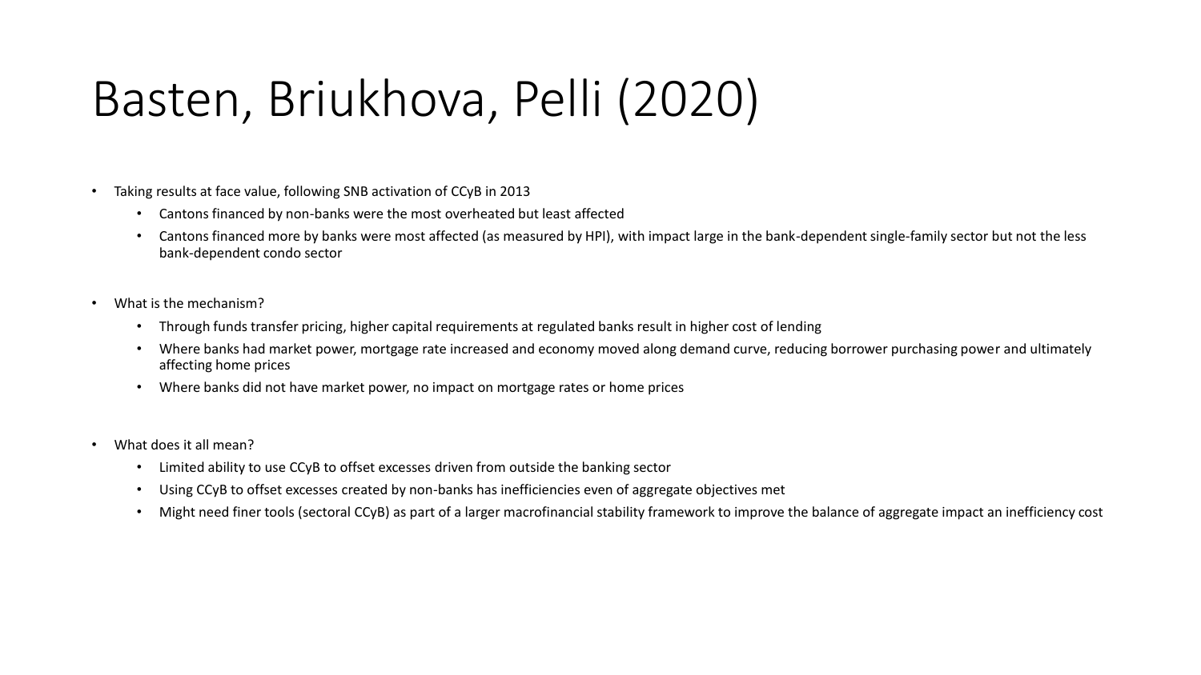# Basten, Briukhova, Pelli (2020)

- Taking results at face value, following SNB activation of CCyB in 2013
  - Cantons financed by non-banks were the most overheated but least affected
  - Cantons financed more by banks were most affected (as measured by HPI), with impact large in the bank-dependent single-family sector but not the less bank-dependent condo sector

- What is the mechanism?
  - Through funds transfer pricing, higher capital requirements at regulated banks result in higher cost of lending
  - Where banks had market power, mortgage rate increased and economy moved along demand curve, reducing borrower purchasing power and ultimately affecting home prices
  - Where banks did not have market power, no impact on mortgage rates or home prices

- What does it all mean?
  - Limited ability to use CCyB to offset excesses driven from outside the banking sector
  - Using CCyB to offset excesses created by non-banks has inefficiencies even of aggregate objectives met
  - Might need finer tools (sectoral CCyB) as part of a larger macrofinancial stability framework to improve the balance of aggregate impact an inefficiency cost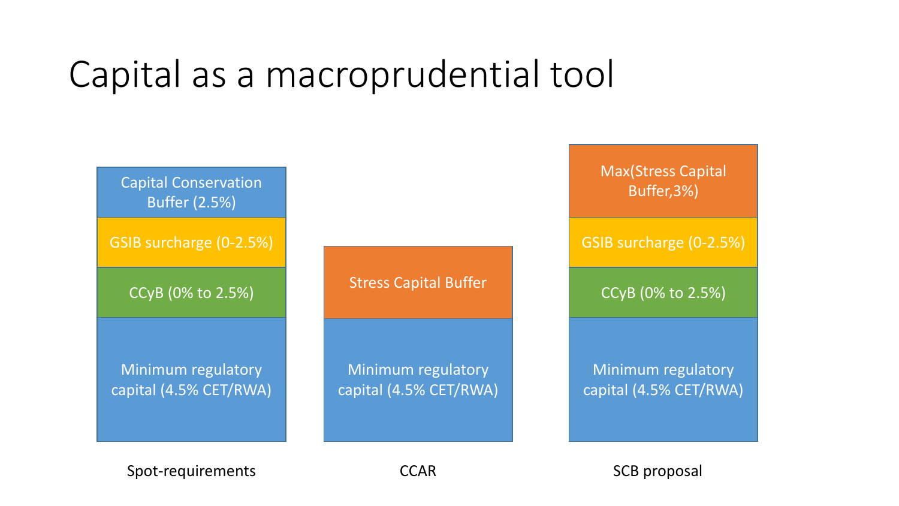# Capital as a macroprudential tool

| Spot-requirements | CCAR | SCB proposal |
|---|---|---|
| Capital Conservation Buffer (2.5%) | | Max(Stress Capital Buffer,3%) |
| GSIB surcharge (0-2.5%) | | GSIB surcharge (0-2.5%) |
| CCyB (0% to 2.5%) | Stress Capital Buffer | CCyB (0% to 2.5%) |
| Minimum regulatory capital (4.5% CET/RWA) | Minimum regulatory capital (4.5% CET/RWA) | Minimum regulatory capital (4.5% CET/RWA) |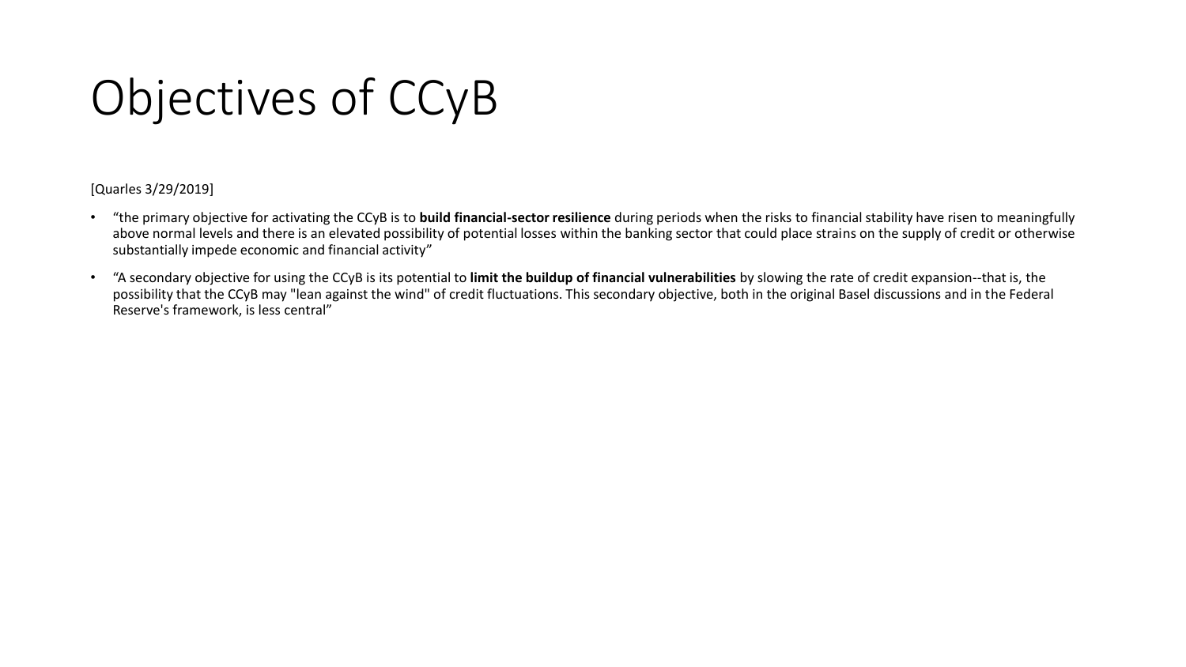# Objectives of CCyB

[Quarles 3/29/2019]

- "the primary objective for activating the CCyB is to **build financial-sector resilience** during periods when the risks to financial stability have risen to meaningfully above normal levels and there is an elevated possibility of potential losses within the banking sector that could place strains on the supply of credit or otherwise substantially impede economic and financial activity"
- "A secondary objective for using the CCyB is its potential to **limit the buildup of financial vulnerabilities** by slowing the rate of credit expansion--that is, the possibility that the CCyB may "lean against the wind" of credit fluctuations. This secondary objective, both in the original Basel discussions and in the Federal Reserve's framework, is less central"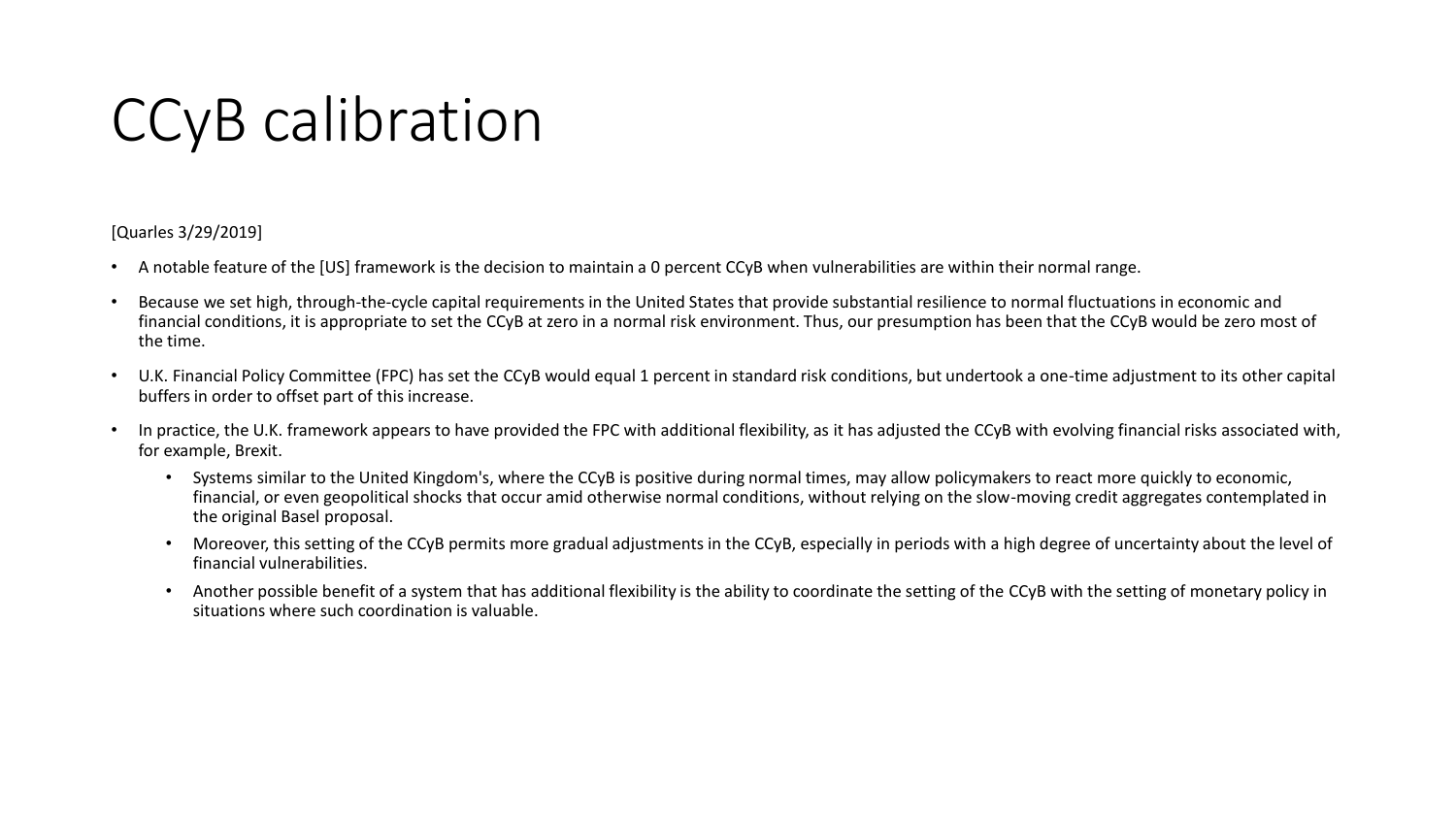# CCyB calibration

[Quarles 3/29/2019]

- A notable feature of the [US] framework is the decision to maintain a 0 percent CCyB when vulnerabilities are within their normal range.
- Because we set high, through-the-cycle capital requirements in the United States that provide substantial resilience to normal fluctuations in economic and financial conditions, it is appropriate to set the CCyB at zero in a normal risk environment. Thus, our presumption has been that the CCyB would be zero most of the time.
- U.K. Financial Policy Committee (FPC) has set the CCyB would equal 1 percent in standard risk conditions, but undertook a one-time adjustment to its other capital buffers in order to offset part of this increase.
- In practice, the U.K. framework appears to have provided the FPC with additional flexibility, as it has adjusted the CCyB with evolving financial risks associated with, for example, Brexit.
    - Systems similar to the United Kingdom's, where the CCyB is positive during normal times, may allow policymakers to react more quickly to economic, financial, or even geopolitical shocks that occur amid otherwise normal conditions, without relying on the slow-moving credit aggregates contemplated in the original Basel proposal.
    - Moreover, this setting of the CCyB permits more gradual adjustments in the CCyB, especially in periods with a high degree of uncertainty about the level of financial vulnerabilities.
    - Another possible benefit of a system that has additional flexibility is the ability to coordinate the setting of the CCyB with the setting of monetary policy in situations where such coordination is valuable.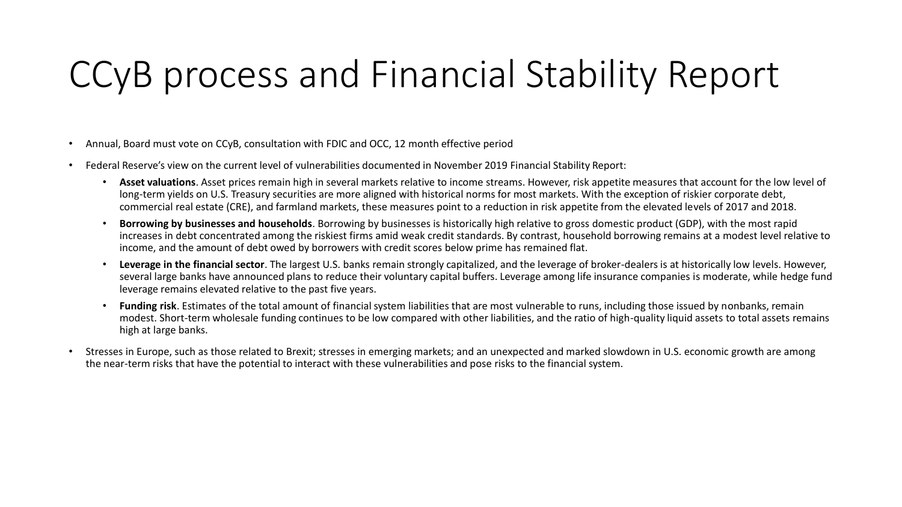# CCyB process and Financial Stability Report

- Annual, Board must vote on CCyB, consultation with FDIC and OCC, 12 month effective period
- Federal Reserve's view on the current level of vulnerabilities documented in November 2019 Financial Stability Report:
  - **Asset valuations**. Asset prices remain high in several markets relative to income streams. However, risk appetite measures that account for the low level of long-term yields on U.S. Treasury securities are more aligned with historical norms for most markets. With the exception of riskier corporate debt, commercial real estate (CRE), and farmland markets, these measures point to a reduction in risk appetite from the elevated levels of 2017 and 2018.
  - **Borrowing by businesses and households**. Borrowing by businesses is historically high relative to gross domestic product (GDP), with the most rapid increases in debt concentrated among the riskiest firms amid weak credit standards. By contrast, household borrowing remains at a modest level relative to income, and the amount of debt owed by borrowers with credit scores below prime has remained flat.
  - **Leverage in the financial sector**. The largest U.S. banks remain strongly capitalized, and the leverage of broker-dealers is at historically low levels. However, several large banks have announced plans to reduce their voluntary capital buffers. Leverage among life insurance companies is moderate, while hedge fund leverage remains elevated relative to the past five years.
  - **Funding risk**. Estimates of the total amount of financial system liabilities that are most vulnerable to runs, including those issued by nonbanks, remain modest. Short-term wholesale funding continues to be low compared with other liabilities, and the ratio of high-quality liquid assets to total assets remains high at large banks.
- Stresses in Europe, such as those related to Brexit; stresses in emerging markets; and an unexpected and marked slowdown in U.S. economic growth are among the near-term risks that have the potential to interact with these vulnerabilities and pose risks to the financial system.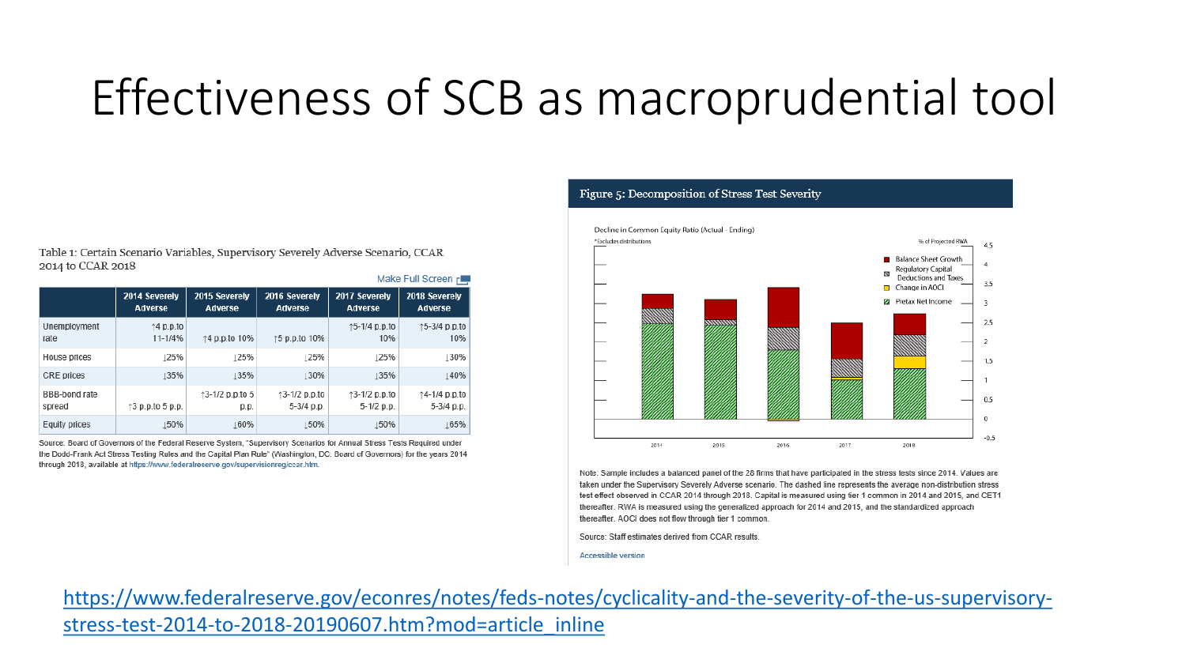# Effectiveness of SCB as macroprudential tool

Table 1: Certain Scenario Variables, Supervisory Severely Adverse Scenario, CCAR 2014 to CCAR 2018

Make Full Screen

| | 2014 Severely Adverse | 2015 Severely Adverse | 2016 Severely Adverse | 2017 Severely Adverse | 2018 Severely Adverse |
|---|---|---|---|---|---|
| Unemployment rate | ↑4 p.p.to 11-1/4% | ↑4 p.p.to 10% | ↑5 p.p.to 10% | ↑5-1/4 p.p.to 10% | ↑5-3/4 p.p.to 10% |
| House prices | ↓25% | ↓25% | ↓25% | ↓25% | ↓30% |
| CRE prices | ↓35% | ↓35% | ↓30% | ↓35% | ↓40% |
| BBB-bond rate spread | ↑3 p.p.to 5 p.p. | ↑3-1/2 p.p.to 5 p.p. | ↑3-1/2 p.p.to 5-3/4 p.p. | ↑3-1/2 p.p.to 5-1/2 p.p. | ↑4-1/4 p.p.to 5-3/4 p.p. |
| Equity prices | ↓50% | ↓60% | ↓50% | ↓50% | ↓65% |

Source: Board of Governors of the Federal Reserve System, "Supervisory Scenarios for Annual Stress Tests Required under the Dodd-Frank Act Stress Testing Rules and the Capital Plan Rule" (Washington, DC: Board of Governors) for the years 2014 through 2018, available at https://www.federalreserve.gov/supervisionreg/ccar.htm.

**Figure 5: Decomposition of Stress Test Severity**

Decline in Common Equity Ratio (Actual - Ending)

*Excludes distributions

% of Projected RWA

Balance Sheet Growth
Regulatory Capital Deductions and Taxes
Change in AOCI
Pretax Net Income

4.5
4
3.5
3
2.5
2
1.5
1
0.5
0
-0.5

2014
2015
2016
2017
2018

Note: Sample includes a balanced panel of the 28 firms that have participated in the stress tests since 2014. Values are taken under the Supervisory Severely Adverse scenario. The dashed line represents the average non-distribution stress test effect observed in CCAR 2014 through 2018. Capital is measured using tier 1 common in 2014 and 2015, and CET1 thereafter. RWA is measured using the generalized approach for 2014 and 2015, and the standardized approach thereafter. AOCI does not flow through tier 1 common.

Source: Staff estimates derived from CCAR results.

Accessible version

https://www.federalreserve.gov/econres/notes/feds-notes/cyclicality-and-the-severity-of-the-us-supervisory-stress-test-2014-to-2018-20190607.htm?mod=article_inline